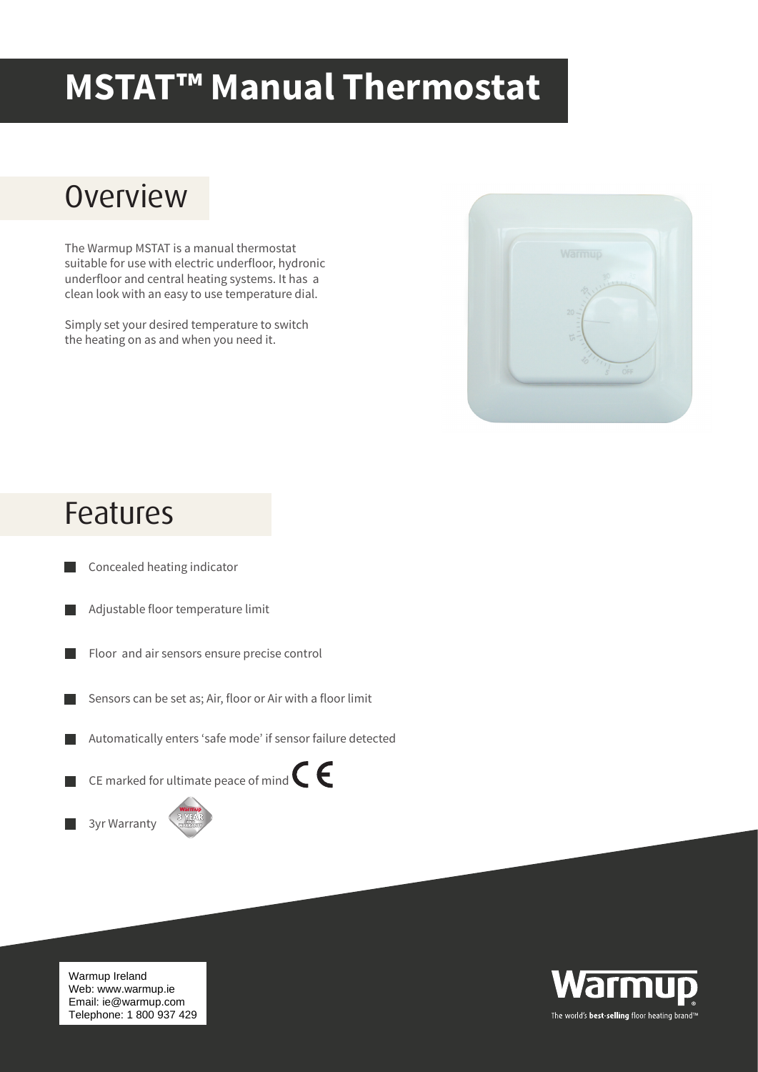# MSTAT™ Manual Thermostat

## Overview

The Warmup MSTAT is a manual thermostat suitable for use with electric underfloor, hydronic underfloor and central heating systems. It has a clean look with an easy to use temperature dial.

Simply set your desired temperature to switch the heating on as and when you need it.

## Features

- Concealed heating indicator
- Adjustable floor temperature limit
- Floor and air sensors ensure precise control
- Sensors can be set as; Air, floor or Air with a floor limit
- Automatically enters 'safe mode' if sensor failure detected
- CE marked for ultimate peace of mind
- 3yr Warranty

Warmup Ireland
Web: www.warmup.ie
Email: ie@warmup.com
Telephone: 1 800 937 429

Warmup
The world's **best-selling** floor heating brand™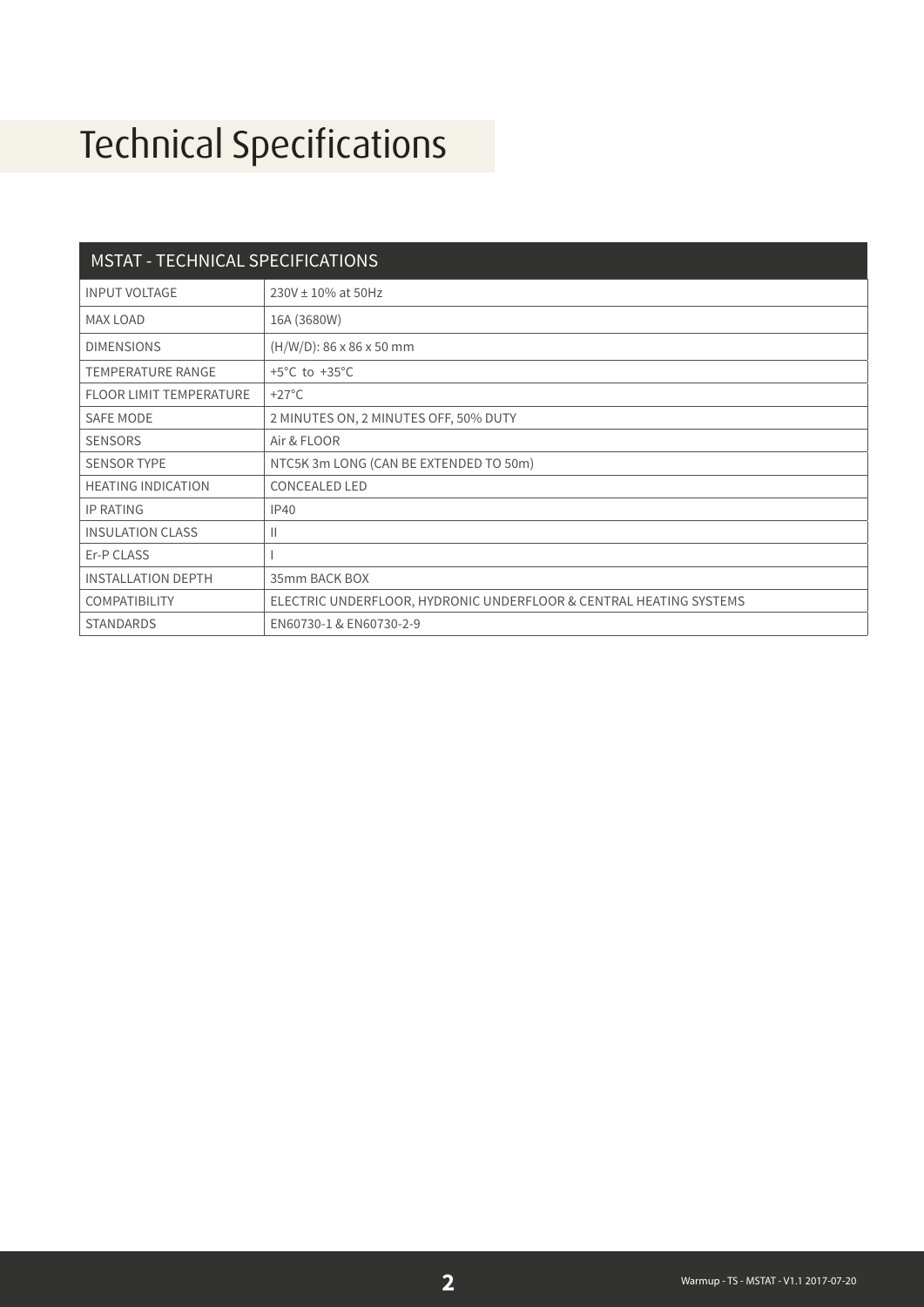# Technical Specifications

| MSTAT - TECHNICAL SPECIFICATIONS | |
|---|---|
| INPUT VOLTAGE | 230V ± 10% at 50Hz |
| MAX LOAD | 16A (3680W) |
| DIMENSIONS | (H/W/D): 86 x 86 x 50 mm |
| TEMPERATURE RANGE | +5°C to +35°C |
| FLOOR LIMIT TEMPERATURE | +27°C |
| SAFE MODE | 2 MINUTES ON, 2 MINUTES OFF, 50% DUTY |
| SENSORS | Air & FLOOR |
| SENSOR TYPE | NTC5K 3m LONG (CAN BE EXTENDED TO 50m) |
| HEATING INDICATION | CONCEALED LED |
| IP RATING | IP40 |
| INSULATION CLASS | II |
| Er-P CLASS | I |
| INSTALLATION DEPTH | 35mm BACK BOX |
| COMPATIBILITY | ELECTRIC UNDERFLOOR, HYDRONIC UNDERFLOOR & CENTRAL HEATING SYSTEMS |
| STANDARDS | EN60730-1 & EN60730-2-9 |